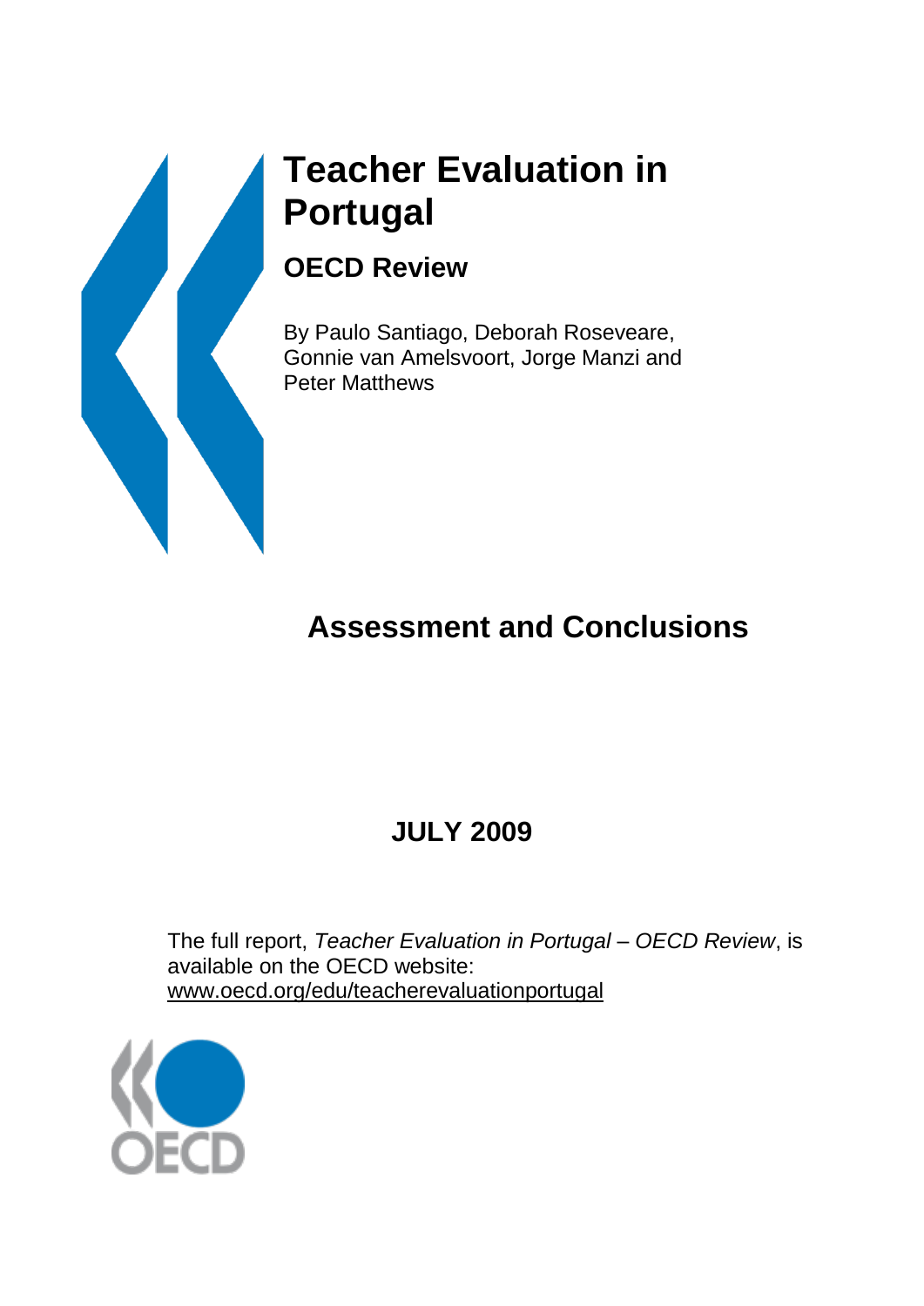# Teacher Evaluation in Portugal

## OECD Review

By Paulo Santiago, Deborah Roseveare, Gonnie van Amelsvoort, Jorge Manzi and Peter Matthews

# Assessment and Conclusions

## JULY 2009

The full report, *Teacher Evaluation in Portugal – OECD Review*, is available on the OECD website: www.oecd.org/edu/teacherevaluationportugal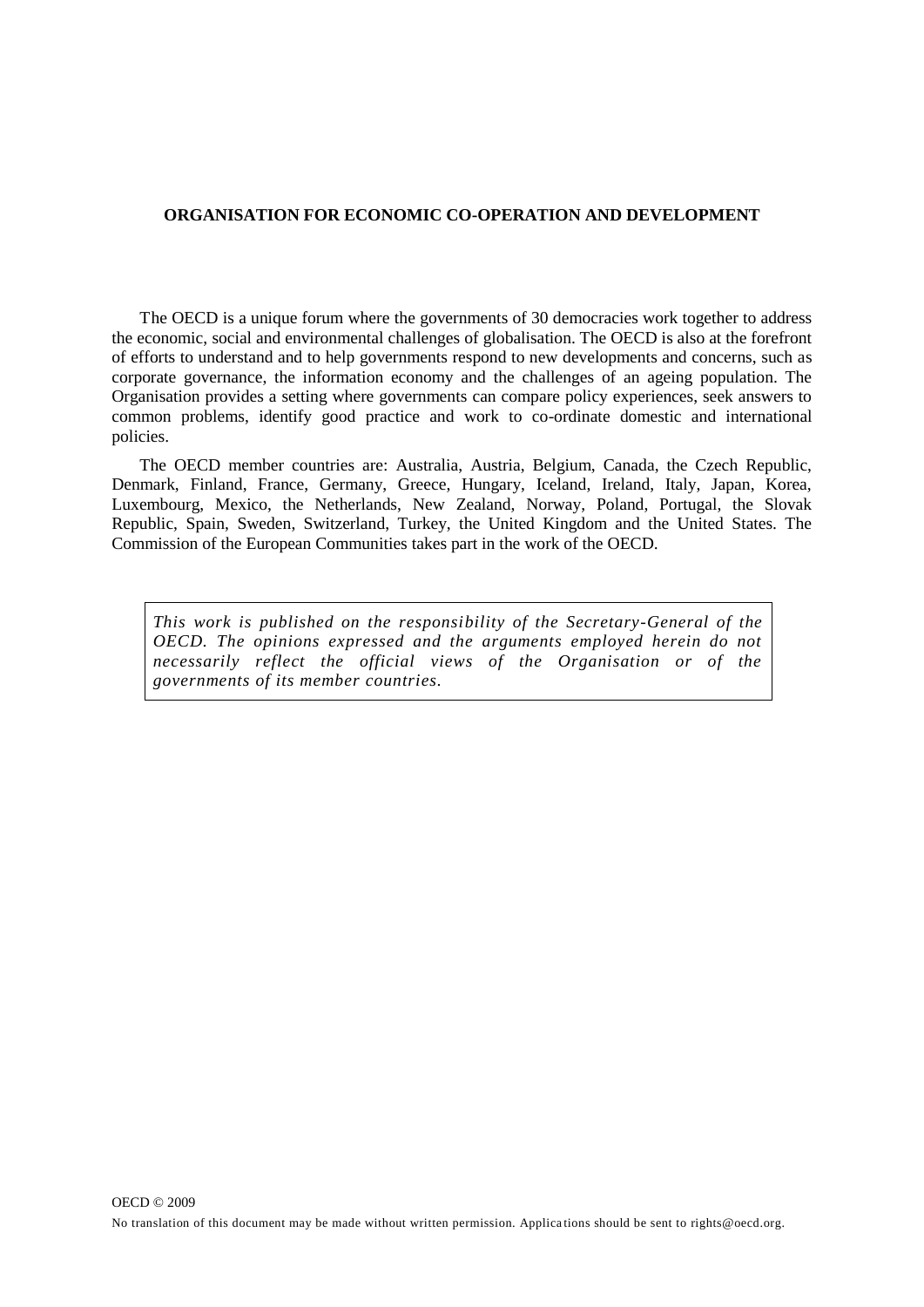**ORGANISATION FOR ECONOMIC CO-OPERATION AND DEVELOPMENT**

The OECD is a unique forum where the governments of 30 democracies work together to address the economic, social and environmental challenges of globalisation. The OECD is also at the forefront of efforts to understand and to help governments respond to new developments and concerns, such as corporate governance, the information economy and the challenges of an ageing population. The Organisation provides a setting where governments can compare policy experiences, seek answers to common problems, identify good practice and work to co-ordinate domestic and international policies.

The OECD member countries are: Australia, Austria, Belgium, Canada, the Czech Republic, Denmark, Finland, France, Germany, Greece, Hungary, Iceland, Ireland, Italy, Japan, Korea, Luxembourg, Mexico, the Netherlands, New Zealand, Norway, Poland, Portugal, the Slovak Republic, Spain, Sweden, Switzerland, Turkey, the United Kingdom and the United States. The Commission of the European Communities takes part in the work of the OECD.

*This work is published on the responsibility of the Secretary-General of the OECD. The opinions expressed and the arguments employed herein do not necessarily reflect the official views of the Organisation or of the governments of its member countries.*

OECD © 2009

No translation of this document may be made without written permission. Applications should be sent to rights@oecd.org.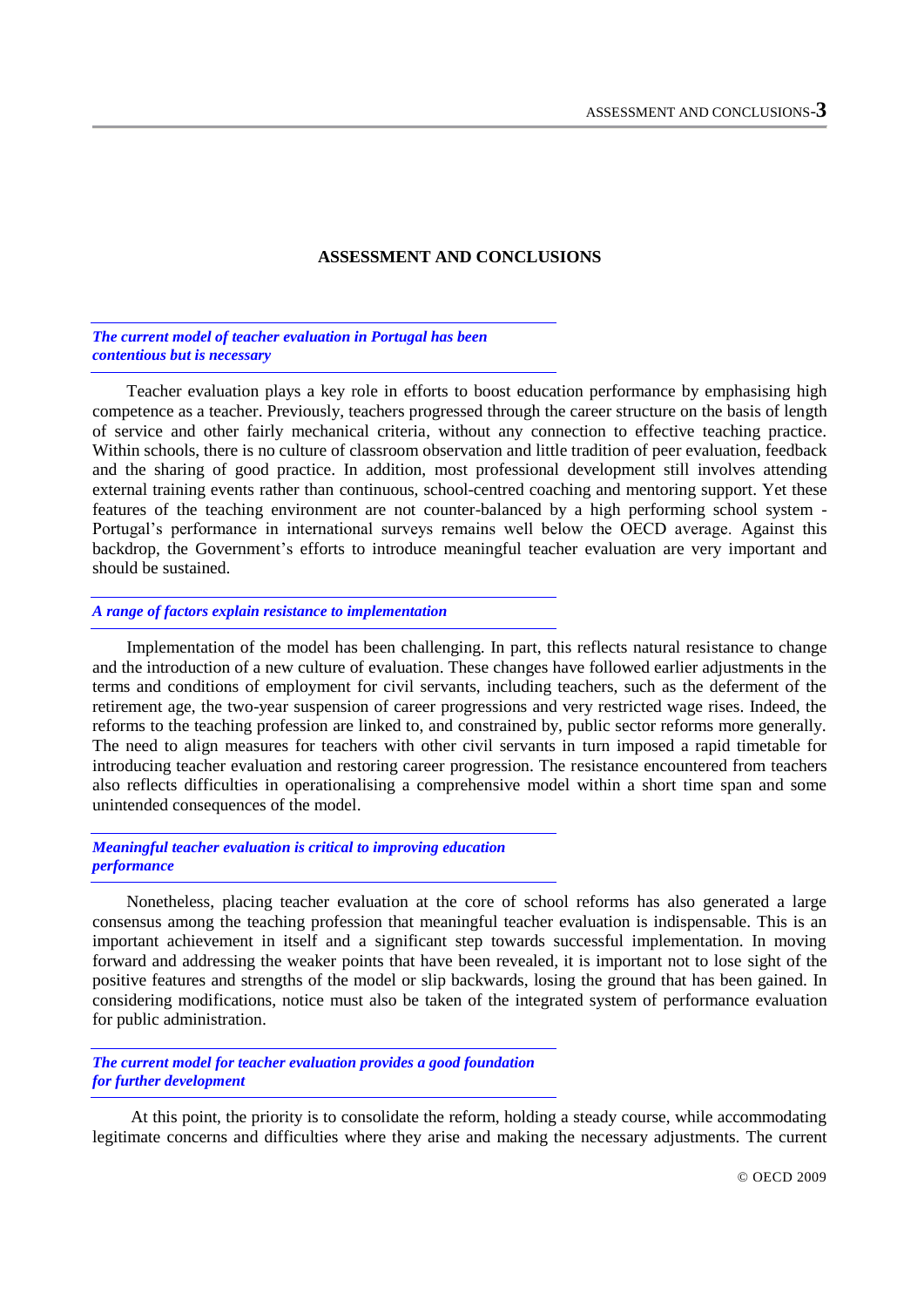# ASSESSMENT AND CONCLUSIONS

### *The current model of teacher evaluation in Portugal has been contentious but is necessary*

Teacher evaluation plays a key role in efforts to boost education performance by emphasising high competence as a teacher. Previously, teachers progressed through the career structure on the basis of length of service and other fairly mechanical criteria, without any connection to effective teaching practice. Within schools, there is no culture of classroom observation and little tradition of peer evaluation, feedback and the sharing of good practice. In addition, most professional development still involves attending external training events rather than continuous, school-centred coaching and mentoring support. Yet these features of the teaching environment are not counter-balanced by a high performing school system - Portugal's performance in international surveys remains well below the OECD average. Against this backdrop, the Government's efforts to introduce meaningful teacher evaluation are very important and should be sustained.

### *A range of factors explain resistance to implementation*

Implementation of the model has been challenging. In part, this reflects natural resistance to change and the introduction of a new culture of evaluation. These changes have followed earlier adjustments in the terms and conditions of employment for civil servants, including teachers, such as the deferment of the retirement age, the two-year suspension of career progressions and very restricted wage rises. Indeed, the reforms to the teaching profession are linked to, and constrained by, public sector reforms more generally. The need to align measures for teachers with other civil servants in turn imposed a rapid timetable for introducing teacher evaluation and restoring career progression. The resistance encountered from teachers also reflects difficulties in operationalising a comprehensive model within a short time span and some unintended consequences of the model.

### *Meaningful teacher evaluation is critical to improving education performance*

Nonetheless, placing teacher evaluation at the core of school reforms has also generated a large consensus among the teaching profession that meaningful teacher evaluation is indispensable. This is an important achievement in itself and a significant step towards successful implementation. In moving forward and addressing the weaker points that have been revealed, it is important not to lose sight of the positive features and strengths of the model or slip backwards, losing the ground that has been gained. In considering modifications, notice must also be taken of the integrated system of performance evaluation for public administration.

### *The current model for teacher evaluation provides a good foundation for further development*

At this point, the priority is to consolidate the reform, holding a steady course, while accommodating legitimate concerns and difficulties where they arise and making the necessary adjustments. The current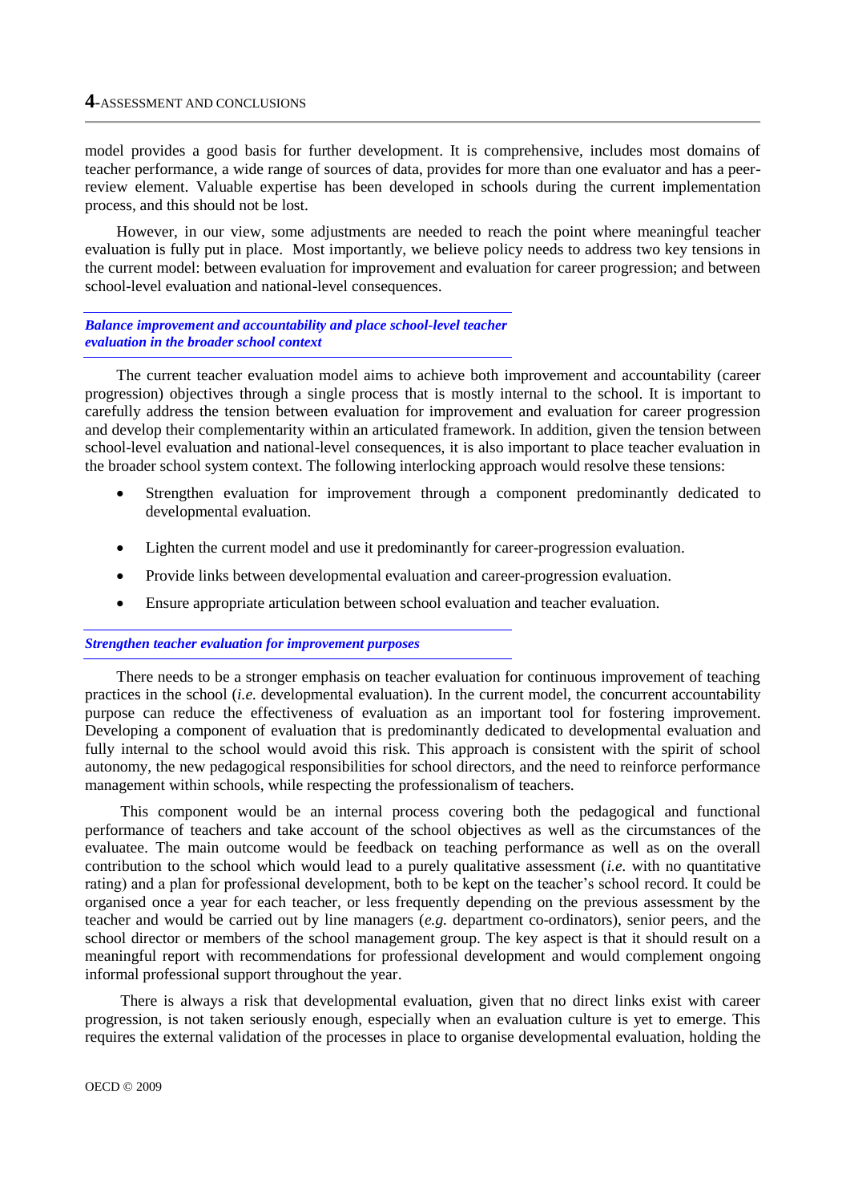model provides a good basis for further development. It is comprehensive, includes most domains of teacher performance, a wide range of sources of data, provides for more than one evaluator and has a peer-review element. Valuable expertise has been developed in schools during the current implementation process, and this should not be lost.

However, in our view, some adjustments are needed to reach the point where meaningful teacher evaluation is fully put in place. Most importantly, we believe policy needs to address two key tensions in the current model: between evaluation for improvement and evaluation for career progression; and between school-level evaluation and national-level consequences.

### *Balance improvement and accountability and place school-level teacher evaluation in the broader school context*

The current teacher evaluation model aims to achieve both improvement and accountability (career progression) objectives through a single process that is mostly internal to the school. It is important to carefully address the tension between evaluation for improvement and evaluation for career progression and develop their complementarity within an articulated framework. In addition, given the tension between school-level evaluation and national-level consequences, it is also important to place teacher evaluation in the broader school system context. The following interlocking approach would resolve these tensions:

- Strengthen evaluation for improvement through a component predominantly dedicated to developmental evaluation.
- Lighten the current model and use it predominantly for career-progression evaluation.
- Provide links between developmental evaluation and career-progression evaluation.
- Ensure appropriate articulation between school evaluation and teacher evaluation.

### *Strengthen teacher evaluation for improvement purposes*

There needs to be a stronger emphasis on teacher evaluation for continuous improvement of teaching practices in the school (*i.e.* developmental evaluation). In the current model, the concurrent accountability purpose can reduce the effectiveness of evaluation as an important tool for fostering improvement. Developing a component of evaluation that is predominantly dedicated to developmental evaluation and fully internal to the school would avoid this risk. This approach is consistent with the spirit of school autonomy, the new pedagogical responsibilities for school directors, and the need to reinforce performance management within schools, while respecting the professionalism of teachers.

This component would be an internal process covering both the pedagogical and functional performance of teachers and take account of the school objectives as well as the circumstances of the evaluatee. The main outcome would be feedback on teaching performance as well as on the overall contribution to the school which would lead to a purely qualitative assessment (*i.e.* with no quantitative rating) and a plan for professional development, both to be kept on the teacher's school record. It could be organised once a year for each teacher, or less frequently depending on the previous assessment by the teacher and would be carried out by line managers (*e.g.* department co-ordinators), senior peers, and the school director or members of the school management group. The key aspect is that it should result on a meaningful report with recommendations for professional development and would complement ongoing informal professional support throughout the year.

There is always a risk that developmental evaluation, given that no direct links exist with career progression, is not taken seriously enough, especially when an evaluation culture is yet to emerge. This requires the external validation of the processes in place to organise developmental evaluation, holding the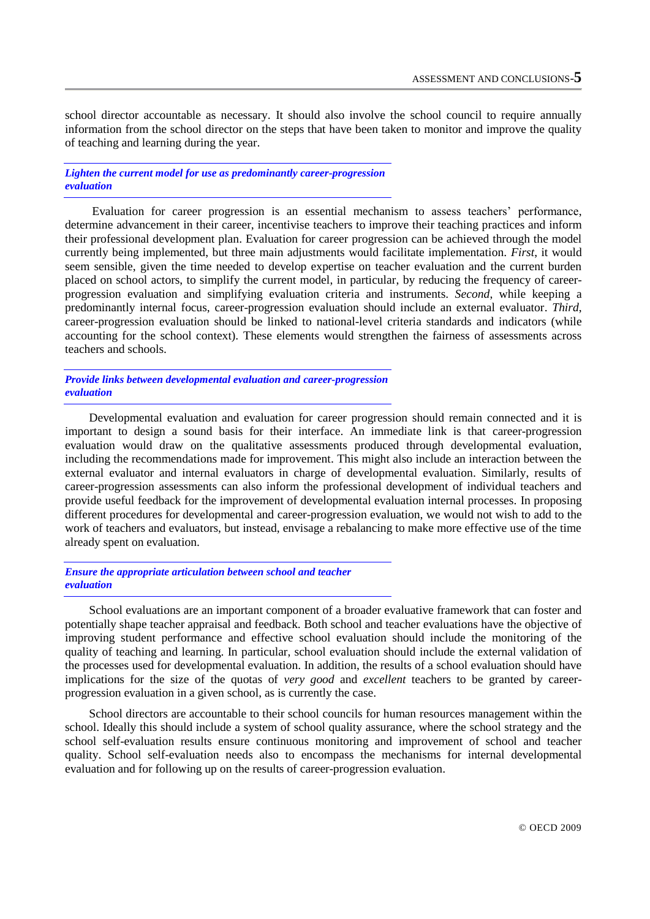school director accountable as necessary. It should also involve the school council to require annually information from the school director on the steps that have been taken to monitor and improve the quality of teaching and learning during the year.

### *Lighten the current model for use as predominantly career-progression evaluation*

Evaluation for career progression is an essential mechanism to assess teachers' performance, determine advancement in their career, incentivise teachers to improve their teaching practices and inform their professional development plan. Evaluation for career progression can be achieved through the model currently being implemented, but three main adjustments would facilitate implementation. *First*, it would seem sensible, given the time needed to develop expertise on teacher evaluation and the current burden placed on school actors, to simplify the current model, in particular, by reducing the frequency of career-progression evaluation and simplifying evaluation criteria and instruments. *Second*, while keeping a predominantly internal focus, career-progression evaluation should include an external evaluator. *Third*, career-progression evaluation should be linked to national-level criteria standards and indicators (while accounting for the school context). These elements would strengthen the fairness of assessments across teachers and schools.

### *Provide links between developmental evaluation and career-progression evaluation*

Developmental evaluation and evaluation for career progression should remain connected and it is important to design a sound basis for their interface. An immediate link is that career-progression evaluation would draw on the qualitative assessments produced through developmental evaluation, including the recommendations made for improvement. This might also include an interaction between the external evaluator and internal evaluators in charge of developmental evaluation. Similarly, results of career-progression assessments can also inform the professional development of individual teachers and provide useful feedback for the improvement of developmental evaluation internal processes. In proposing different procedures for developmental and career-progression evaluation, we would not wish to add to the work of teachers and evaluators, but instead, envisage a rebalancing to make more effective use of the time already spent on evaluation.

### *Ensure the appropriate articulation between school and teacher evaluation*

School evaluations are an important component of a broader evaluative framework that can foster and potentially shape teacher appraisal and feedback. Both school and teacher evaluations have the objective of improving student performance and effective school evaluation should include the monitoring of the quality of teaching and learning. In particular, school evaluation should include the external validation of the processes used for developmental evaluation. In addition, the results of a school evaluation should have implications for the size of the quotas of *very good* and *excellent* teachers to be granted by career-progression evaluation in a given school, as is currently the case.

School directors are accountable to their school councils for human resources management within the school. Ideally this should include a system of school quality assurance, where the school strategy and the school self-evaluation results ensure continuous monitoring and improvement of school and teacher quality. School self-evaluation needs also to encompass the mechanisms for internal developmental evaluation and for following up on the results of career-progression evaluation.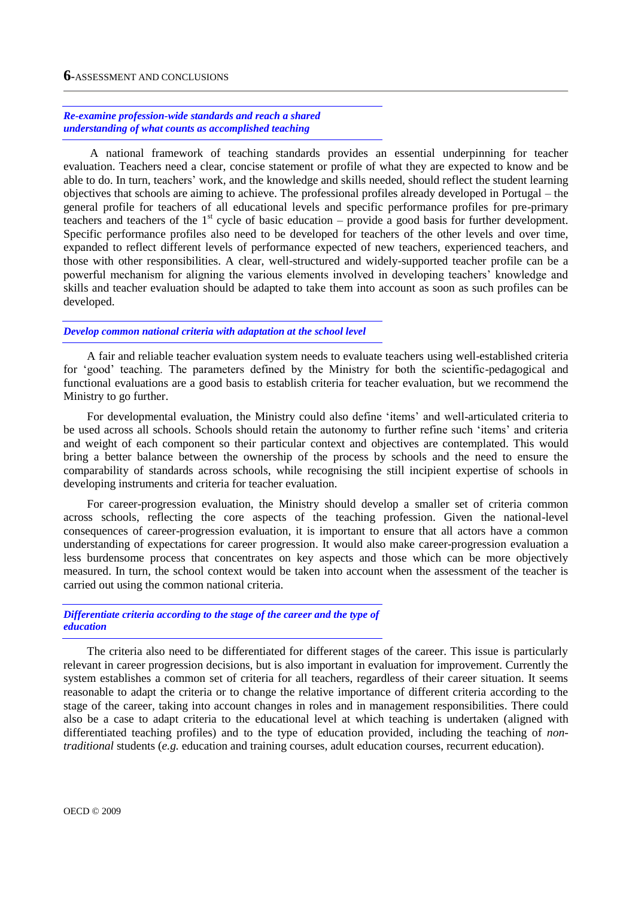### *Re-examine profession-wide standards and reach a shared understanding of what counts as accomplished teaching*

A national framework of teaching standards provides an essential underpinning for teacher evaluation. Teachers need a clear, concise statement or profile of what they are expected to know and be able to do. In turn, teachers' work, and the knowledge and skills needed, should reflect the student learning objectives that schools are aiming to achieve. The professional profiles already developed in Portugal – the general profile for teachers of all educational levels and specific performance profiles for pre-primary teachers and teachers of the 1st cycle of basic education – provide a good basis for further development. Specific performance profiles also need to be developed for teachers of the other levels and over time, expanded to reflect different levels of performance expected of new teachers, experienced teachers, and those with other responsibilities. A clear, well-structured and widely-supported teacher profile can be a powerful mechanism for aligning the various elements involved in developing teachers' knowledge and skills and teacher evaluation should be adapted to take them into account as soon as such profiles can be developed.

### *Develop common national criteria with adaptation at the school level*

A fair and reliable teacher evaluation system needs to evaluate teachers using well-established criteria for 'good' teaching. The parameters defined by the Ministry for both the scientific-pedagogical and functional evaluations are a good basis to establish criteria for teacher evaluation, but we recommend the Ministry to go further.

For developmental evaluation, the Ministry could also define 'items' and well-articulated criteria to be used across all schools. Schools should retain the autonomy to further refine such 'items' and criteria and weight of each component so their particular context and objectives are contemplated. This would bring a better balance between the ownership of the process by schools and the need to ensure the comparability of standards across schools, while recognising the still incipient expertise of schools in developing instruments and criteria for teacher evaluation.

For career-progression evaluation, the Ministry should develop a smaller set of criteria common across schools, reflecting the core aspects of the teaching profession. Given the national-level consequences of career-progression evaluation, it is important to ensure that all actors have a common understanding of expectations for career progression. It would also make career-progression evaluation a less burdensome process that concentrates on key aspects and those which can be more objectively measured. In turn, the school context would be taken into account when the assessment of the teacher is carried out using the common national criteria.

### *Differentiate criteria according to the stage of the career and the type of education*

The criteria also need to be differentiated for different stages of the career. This issue is particularly relevant in career progression decisions, but is also important in evaluation for improvement. Currently the system establishes a common set of criteria for all teachers, regardless of their career situation. It seems reasonable to adapt the criteria or to change the relative importance of different criteria according to the stage of the career, taking into account changes in roles and in management responsibilities. There could also be a case to adapt criteria to the educational level at which teaching is undertaken (aligned with differentiated teaching profiles) and to the type of education provided, including the teaching of *non-traditional* students (*e.g.* education and training courses, adult education courses, recurrent education).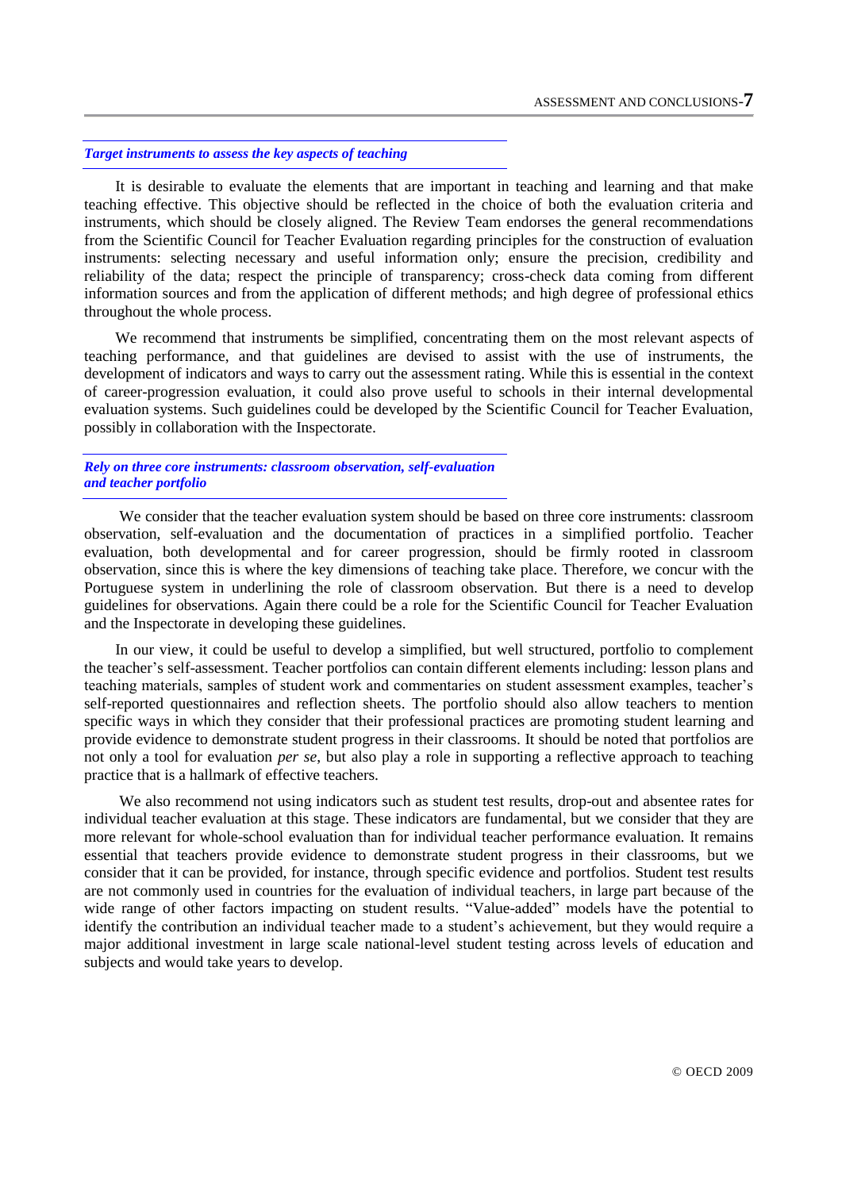### *Target instruments to assess the key aspects of teaching*

It is desirable to evaluate the elements that are important in teaching and learning and that make teaching effective. This objective should be reflected in the choice of both the evaluation criteria and instruments, which should be closely aligned. The Review Team endorses the general recommendations from the Scientific Council for Teacher Evaluation regarding principles for the construction of evaluation instruments: selecting necessary and useful information only; ensure the precision, credibility and reliability of the data; respect the principle of transparency; cross-check data coming from different information sources and from the application of different methods; and high degree of professional ethics throughout the whole process.

We recommend that instruments be simplified, concentrating them on the most relevant aspects of teaching performance, and that guidelines are devised to assist with the use of instruments, the development of indicators and ways to carry out the assessment rating. While this is essential in the context of career-progression evaluation, it could also prove useful to schools in their internal developmental evaluation systems. Such guidelines could be developed by the Scientific Council for Teacher Evaluation, possibly in collaboration with the Inspectorate.

### *Rely on three core instruments: classroom observation, self-evaluation and teacher portfolio*

We consider that the teacher evaluation system should be based on three core instruments: classroom observation, self-evaluation and the documentation of practices in a simplified portfolio. Teacher evaluation, both developmental and for career progression, should be firmly rooted in classroom observation, since this is where the key dimensions of teaching take place. Therefore, we concur with the Portuguese system in underlining the role of classroom observation. But there is a need to develop guidelines for observations. Again there could be a role for the Scientific Council for Teacher Evaluation and the Inspectorate in developing these guidelines.

In our view, it could be useful to develop a simplified, but well structured, portfolio to complement the teacher's self-assessment. Teacher portfolios can contain different elements including: lesson plans and teaching materials, samples of student work and commentaries on student assessment examples, teacher's self-reported questionnaires and reflection sheets. The portfolio should also allow teachers to mention specific ways in which they consider that their professional practices are promoting student learning and provide evidence to demonstrate student progress in their classrooms. It should be noted that portfolios are not only a tool for evaluation *per se*, but also play a role in supporting a reflective approach to teaching practice that is a hallmark of effective teachers.

We also recommend not using indicators such as student test results, drop-out and absentee rates for individual teacher evaluation at this stage. These indicators are fundamental, but we consider that they are more relevant for whole-school evaluation than for individual teacher performance evaluation. It remains essential that teachers provide evidence to demonstrate student progress in their classrooms, but we consider that it can be provided, for instance, through specific evidence and portfolios. Student test results are not commonly used in countries for the evaluation of individual teachers, in large part because of the wide range of other factors impacting on student results. "Value-added" models have the potential to identify the contribution an individual teacher made to a student's achievement, but they would require a major additional investment in large scale national-level student testing across levels of education and subjects and would take years to develop.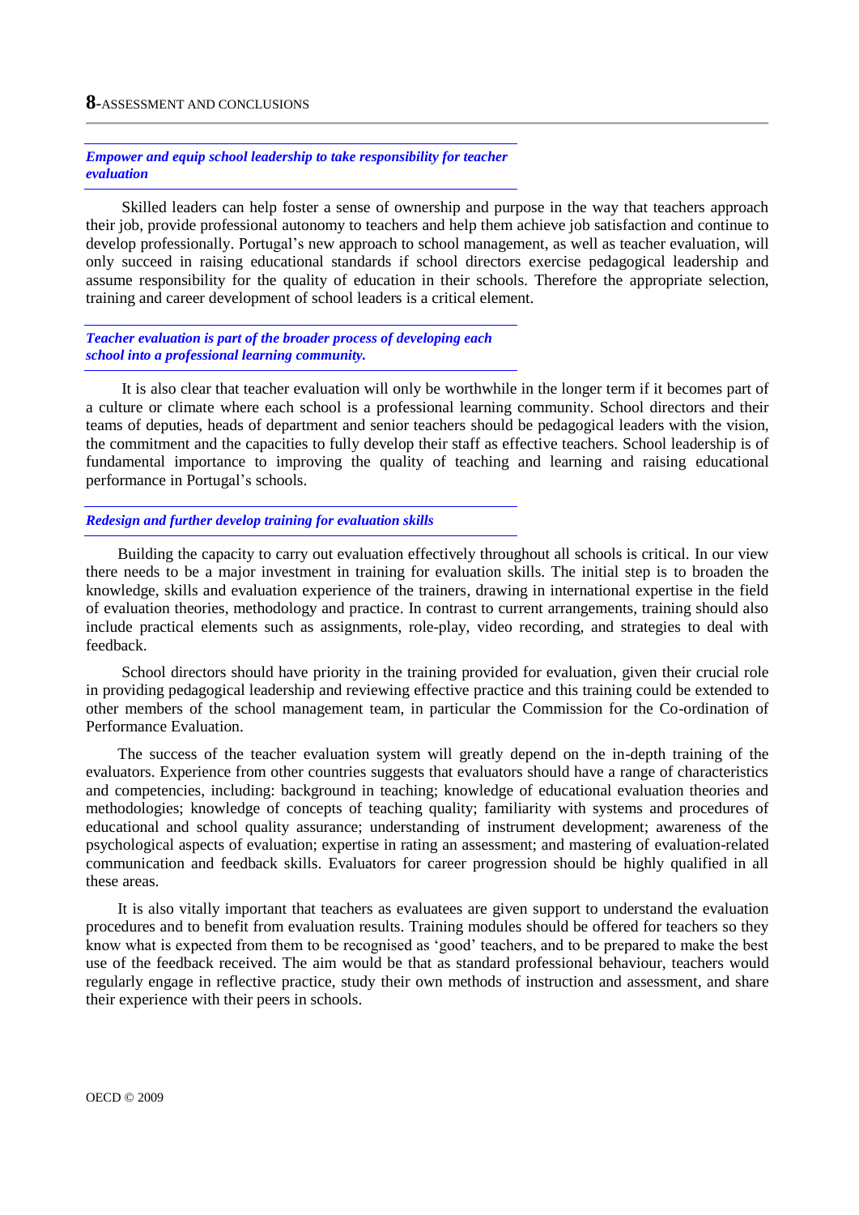### *Empower and equip school leadership to take responsibility for teacher evaluation*

Skilled leaders can help foster a sense of ownership and purpose in the way that teachers approach their job, provide professional autonomy to teachers and help them achieve job satisfaction and continue to develop professionally. Portugal's new approach to school management, as well as teacher evaluation, will only succeed in raising educational standards if school directors exercise pedagogical leadership and assume responsibility for the quality of education in their schools. Therefore the appropriate selection, training and career development of school leaders is a critical element.

### *Teacher evaluation is part of the broader process of developing each school into a professional learning community.*

It is also clear that teacher evaluation will only be worthwhile in the longer term if it becomes part of a culture or climate where each school is a professional learning community. School directors and their teams of deputies, heads of department and senior teachers should be pedagogical leaders with the vision, the commitment and the capacities to fully develop their staff as effective teachers. School leadership is of fundamental importance to improving the quality of teaching and learning and raising educational performance in Portugal's schools.

### *Redesign and further develop training for evaluation skills*

Building the capacity to carry out evaluation effectively throughout all schools is critical. In our view there needs to be a major investment in training for evaluation skills. The initial step is to broaden the knowledge, skills and evaluation experience of the trainers, drawing in international expertise in the field of evaluation theories, methodology and practice. In contrast to current arrangements, training should also include practical elements such as assignments, role-play, video recording, and strategies to deal with feedback.

School directors should have priority in the training provided for evaluation, given their crucial role in providing pedagogical leadership and reviewing effective practice and this training could be extended to other members of the school management team, in particular the Commission for the Co-ordination of Performance Evaluation.

The success of the teacher evaluation system will greatly depend on the in-depth training of the evaluators. Experience from other countries suggests that evaluators should have a range of characteristics and competencies, including: background in teaching; knowledge of educational evaluation theories and methodologies; knowledge of concepts of teaching quality; familiarity with systems and procedures of educational and school quality assurance; understanding of instrument development; awareness of the psychological aspects of evaluation; expertise in rating an assessment; and mastering of evaluation-related communication and feedback skills. Evaluators for career progression should be highly qualified in all these areas.

It is also vitally important that teachers as evaluatees are given support to understand the evaluation procedures and to benefit from evaluation results. Training modules should be offered for teachers so they know what is expected from them to be recognised as 'good' teachers, and to be prepared to make the best use of the feedback received. The aim would be that as standard professional behaviour, teachers would regularly engage in reflective practice, study their own methods of instruction and assessment, and share their experience with their peers in schools.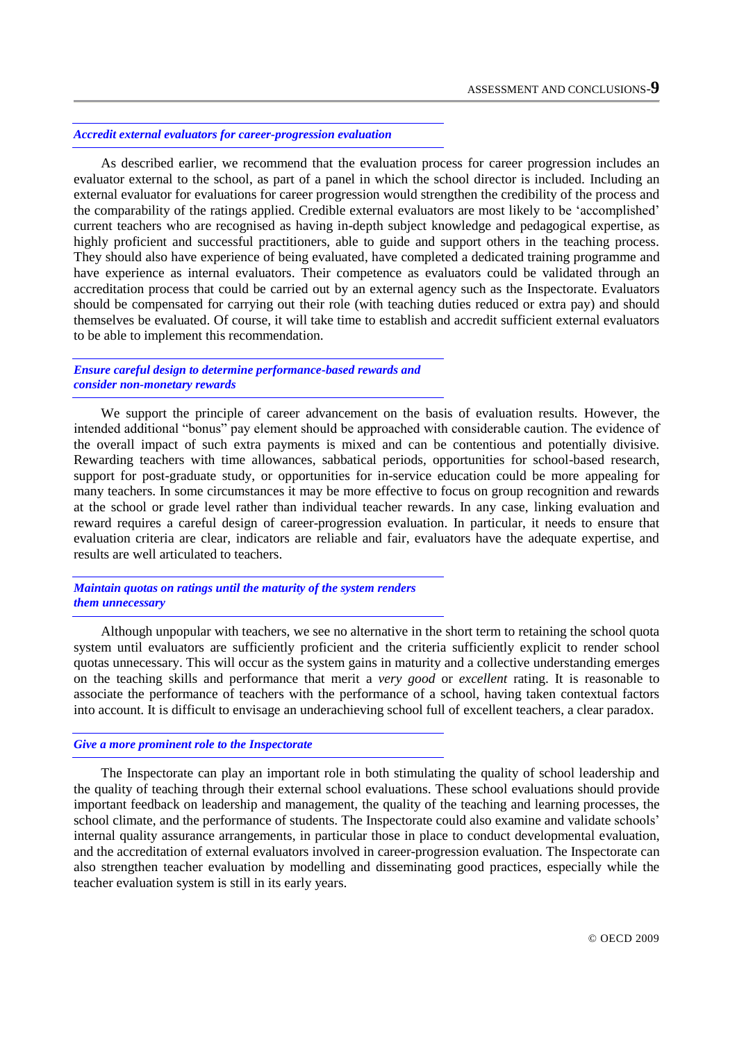#### *Accredit external evaluators for career-progression evaluation*

As described earlier, we recommend that the evaluation process for career progression includes an evaluator external to the school, as part of a panel in which the school director is included. Including an external evaluator for evaluations for career progression would strengthen the credibility of the process and the comparability of the ratings applied. Credible external evaluators are most likely to be 'accomplished' current teachers who are recognised as having in-depth subject knowledge and pedagogical expertise, as highly proficient and successful practitioners, able to guide and support others in the teaching process. They should also have experience of being evaluated, have completed a dedicated training programme and have experience as internal evaluators. Their competence as evaluators could be validated through an accreditation process that could be carried out by an external agency such as the Inspectorate. Evaluators should be compensated for carrying out their role (with teaching duties reduced or extra pay) and should themselves be evaluated. Of course, it will take time to establish and accredit sufficient external evaluators to be able to implement this recommendation.

#### *Ensure careful design to determine performance-based rewards and consider non-monetary rewards*

We support the principle of career advancement on the basis of evaluation results. However, the intended additional "bonus" pay element should be approached with considerable caution. The evidence of the overall impact of such extra payments is mixed and can be contentious and potentially divisive. Rewarding teachers with time allowances, sabbatical periods, opportunities for school-based research, support for post-graduate study, or opportunities for in-service education could be more appealing for many teachers. In some circumstances it may be more effective to focus on group recognition and rewards at the school or grade level rather than individual teacher rewards. In any case, linking evaluation and reward requires a careful design of career-progression evaluation. In particular, it needs to ensure that evaluation criteria are clear, indicators are reliable and fair, evaluators have the adequate expertise, and results are well articulated to teachers.

#### *Maintain quotas on ratings until the maturity of the system renders them unnecessary*

Although unpopular with teachers, we see no alternative in the short term to retaining the school quota system until evaluators are sufficiently proficient and the criteria sufficiently explicit to render school quotas unnecessary. This will occur as the system gains in maturity and a collective understanding emerges on the teaching skills and performance that merit a *very good* or *excellent* rating. It is reasonable to associate the performance of teachers with the performance of a school, having taken contextual factors into account. It is difficult to envisage an underachieving school full of excellent teachers, a clear paradox.

#### *Give a more prominent role to the Inspectorate*

The Inspectorate can play an important role in both stimulating the quality of school leadership and the quality of teaching through their external school evaluations. These school evaluations should provide important feedback on leadership and management, the quality of the teaching and learning processes, the school climate, and the performance of students. The Inspectorate could also examine and validate schools' internal quality assurance arrangements, in particular those in place to conduct developmental evaluation, and the accreditation of external evaluators involved in career-progression evaluation. The Inspectorate can also strengthen teacher evaluation by modelling and disseminating good practices, especially while the teacher evaluation system is still in its early years.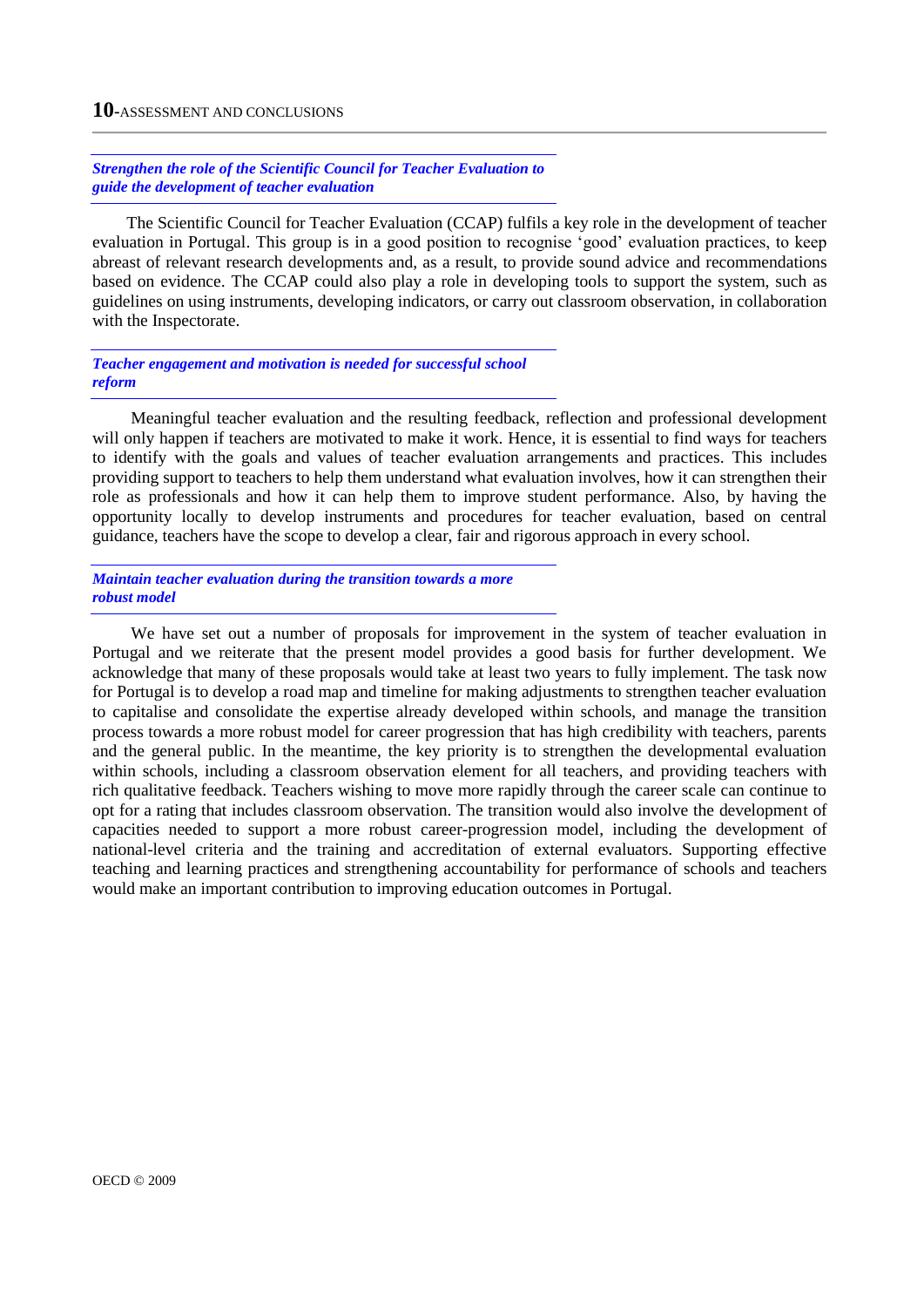### *Strengthen the role of the Scientific Council for Teacher Evaluation to guide the development of teacher evaluation*

The Scientific Council for Teacher Evaluation (CCAP) fulfils a key role in the development of teacher evaluation in Portugal. This group is in a good position to recognise 'good' evaluation practices, to keep abreast of relevant research developments and, as a result, to provide sound advice and recommendations based on evidence. The CCAP could also play a role in developing tools to support the system, such as guidelines on using instruments, developing indicators, or carry out classroom observation, in collaboration with the Inspectorate.

### *Teacher engagement and motivation is needed for successful school reform*

Meaningful teacher evaluation and the resulting feedback, reflection and professional development will only happen if teachers are motivated to make it work. Hence, it is essential to find ways for teachers to identify with the goals and values of teacher evaluation arrangements and practices. This includes providing support to teachers to help them understand what evaluation involves, how it can strengthen their role as professionals and how it can help them to improve student performance. Also, by having the opportunity locally to develop instruments and procedures for teacher evaluation, based on central guidance, teachers have the scope to develop a clear, fair and rigorous approach in every school.

### *Maintain teacher evaluation during the transition towards a more robust model*

We have set out a number of proposals for improvement in the system of teacher evaluation in Portugal and we reiterate that the present model provides a good basis for further development. We acknowledge that many of these proposals would take at least two years to fully implement. The task now for Portugal is to develop a road map and timeline for making adjustments to strengthen teacher evaluation to capitalise and consolidate the expertise already developed within schools, and manage the transition process towards a more robust model for career progression that has high credibility with teachers, parents and the general public. In the meantime, the key priority is to strengthen the developmental evaluation within schools, including a classroom observation element for all teachers, and providing teachers with rich qualitative feedback. Teachers wishing to move more rapidly through the career scale can continue to opt for a rating that includes classroom observation. The transition would also involve the development of capacities needed to support a more robust career-progression model, including the development of national-level criteria and the training and accreditation of external evaluators. Supporting effective teaching and learning practices and strengthening accountability for performance of schools and teachers would make an important contribution to improving education outcomes in Portugal.